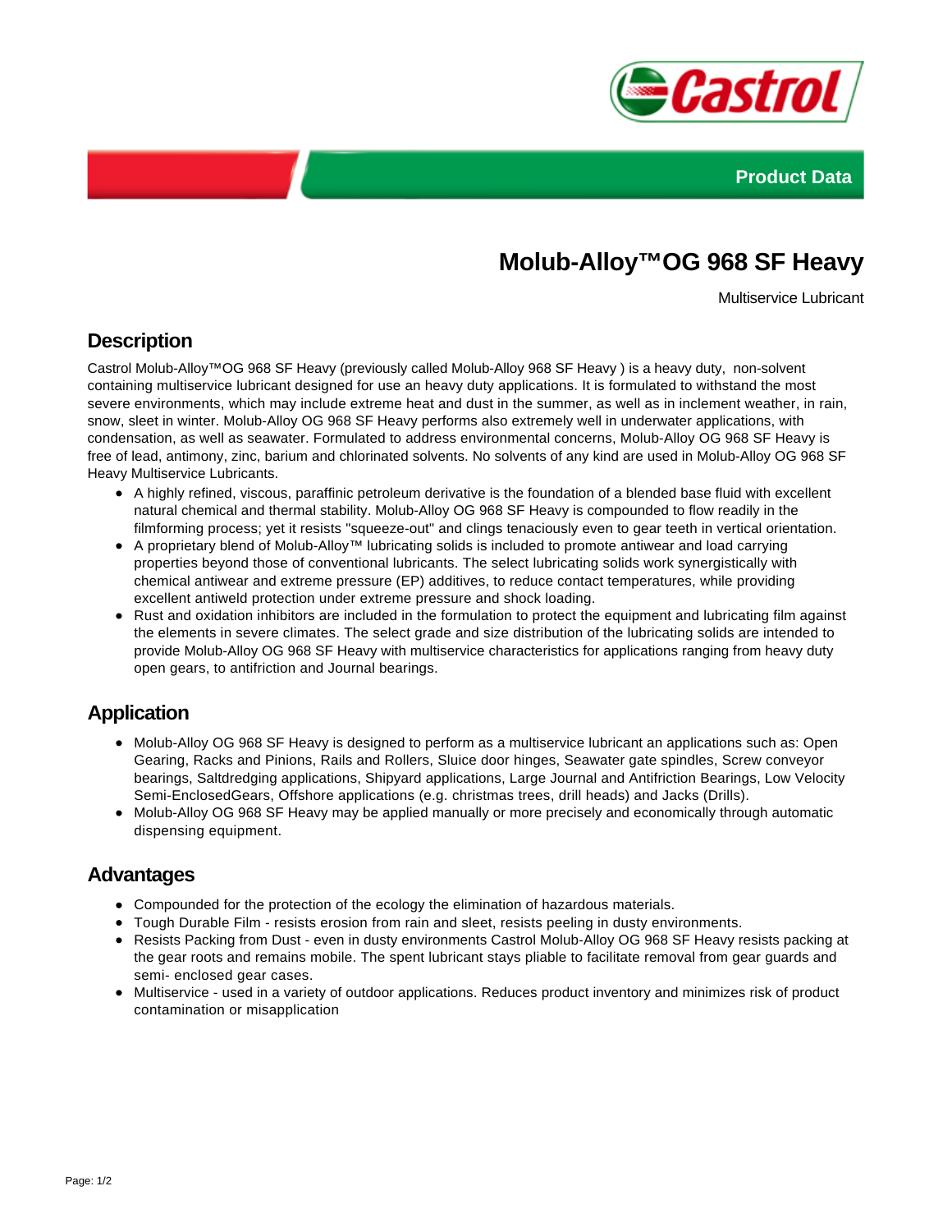Product Data

# Molub-Alloy™OG 968 SF Heavy

Multiservice Lubricant

## Description

Castrol Molub-Alloy™OG 968 SF Heavy (previously called Molub-Alloy 968 SF Heavy ) is a heavy duty, non-solvent containing multiservice lubricant designed for use an heavy duty applications. It is formulated to withstand the most severe environments, which may include extreme heat and dust in the summer, as well as in inclement weather, in rain, snow, sleet in winter. Molub-Alloy OG 968 SF Heavy performs also extremely well in underwater applications, with condensation, as well as seawater. Formulated to address environmental concerns, Molub-Alloy OG 968 SF Heavy is free of lead, antimony, zinc, barium and chlorinated solvents. No solvents of any kind are used in Molub-Alloy OG 968 SF Heavy Multiservice Lubricants.

- A highly refined, viscous, paraffinic petroleum derivative is the foundation of a blended base fluid with excellent natural chemical and thermal stability. Molub-Alloy OG 968 SF Heavy is compounded to flow readily in the filmforming process; yet it resists "squeeze-out" and clings tenaciously even to gear teeth in vertical orientation.
- A proprietary blend of Molub-Alloy™ lubricating solids is included to promote antiwear and load carrying properties beyond those of conventional lubricants. The select lubricating solids work synergistically with chemical antiwear and extreme pressure (EP) additives, to reduce contact temperatures, while providing excellent antiweld protection under extreme pressure and shock loading.
- Rust and oxidation inhibitors are included in the formulation to protect the equipment and lubricating film against the elements in severe climates. The select grade and size distribution of the lubricating solids are intended to provide Molub-Alloy OG 968 SF Heavy with multiservice characteristics for applications ranging from heavy duty open gears, to antifriction and Journal bearings.

## Application

- Molub-Alloy OG 968 SF Heavy is designed to perform as a multiservice lubricant an applications such as: Open Gearing, Racks and Pinions, Rails and Rollers, Sluice door hinges, Seawater gate spindles, Screw conveyor bearings, Saltdredging applications, Shipyard applications, Large Journal and Antifriction Bearings, Low Velocity Semi-EnclosedGears, Offshore applications (e.g. christmas trees, drill heads) and Jacks (Drills).
- Molub-Alloy OG 968 SF Heavy may be applied manually or more precisely and economically through automatic dispensing equipment.

## Advantages

- Compounded for the protection of the ecology the elimination of hazardous materials.
- Tough Durable Film - resists erosion from rain and sleet, resists peeling in dusty environments.
- Resists Packing from Dust - even in dusty environments Castrol Molub-Alloy OG 968 SF Heavy resists packing at the gear roots and remains mobile. The spent lubricant stays pliable to facilitate removal from gear guards and semi- enclosed gear cases.
- Multiservice - used in a variety of outdoor applications. Reduces product inventory and minimizes risk of product contamination or misapplication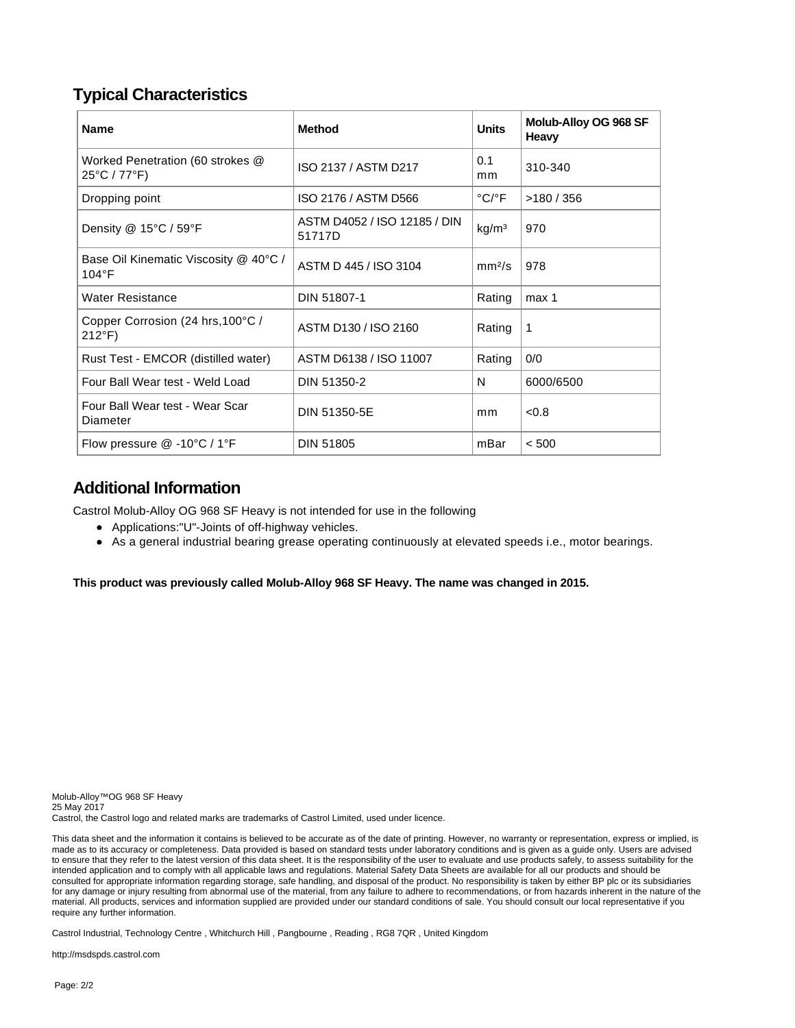## Typical Characteristics

| Name | Method | Units | Molub-Alloy OG 968 SF Heavy |
|---|---|---|---|
| Worked Penetration (60 strokes @ 25°C / 77°F) | ISO 2137 / ASTM D217 | 0.1 mm | 310-340 |
| Dropping point | ISO 2176 / ASTM D566 | °C/°F | >180 / 356 |
| Density @ 15°C / 59°F | ASTM D4052 / ISO 12185 / DIN 51717D | $kg/m^3$ | 970 |
| Base Oil Kinematic Viscosity @ 40°C / 104°F | ASTM D 445 / ISO 3104 | $mm^2/s$ | 978 |
| Water Resistance | DIN 51807-1 | Rating | max 1 |
| Copper Corrosion (24 hrs,100°C / 212°F) | ASTM D130 / ISO 2160 | Rating | 1 |
| Rust Test - EMCOR (distilled water) | ASTM D6138 / ISO 11007 | Rating | 0/0 |
| Four Ball Wear test - Weld Load | DIN 51350-2 | N | 6000/6500 |
| Four Ball Wear test - Wear Scar Diameter | DIN 51350-5E | mm | <0.8 |
| Flow pressure @ -10°C / 1°F | DIN 51805 | mBar | < 500 |

## Additional Information

Castrol Molub-Alloy OG 968 SF Heavy is not intended for use in the following

- Applications:"U"-Joints of off-highway vehicles.
- As a general industrial bearing grease operating continuously at elevated speeds i.e., motor bearings.

**This product was previously called Molub-Alloy 968 SF Heavy. The name was changed in 2015.**

Molub-Alloy™OG 968 SF Heavy
25 May 2017
Castrol, the Castrol logo and related marks are trademarks of Castrol Limited, used under licence.

This data sheet and the information it contains is believed to be accurate as of the date of printing. However, no warranty or representation, express or implied, is made as to its accuracy or completeness. Data provided is based on standard tests under laboratory conditions and is given as a guide only. Users are advised to ensure that they refer to the latest version of this data sheet. It is the responsibility of the user to evaluate and use products safely, to assess suitability for the intended application and to comply with all applicable laws and regulations. Material Safety Data Sheets are available for all our products and should be consulted for appropriate information regarding storage, safe handling, and disposal of the product. No responsibility is taken by either BP plc or its subsidiaries for any damage or injury resulting from abnormal use of the material, from any failure to adhere to recommendations, or from hazards inherent in the nature of the material. All products, services and information supplied are provided under our standard conditions of sale. You should consult our local representative if you require any further information.

Castrol Industrial, Technology Centre , Whitchurch Hill , Pangbourne , Reading , RG8 7QR , United Kingdom

http://msdspds.castrol.com